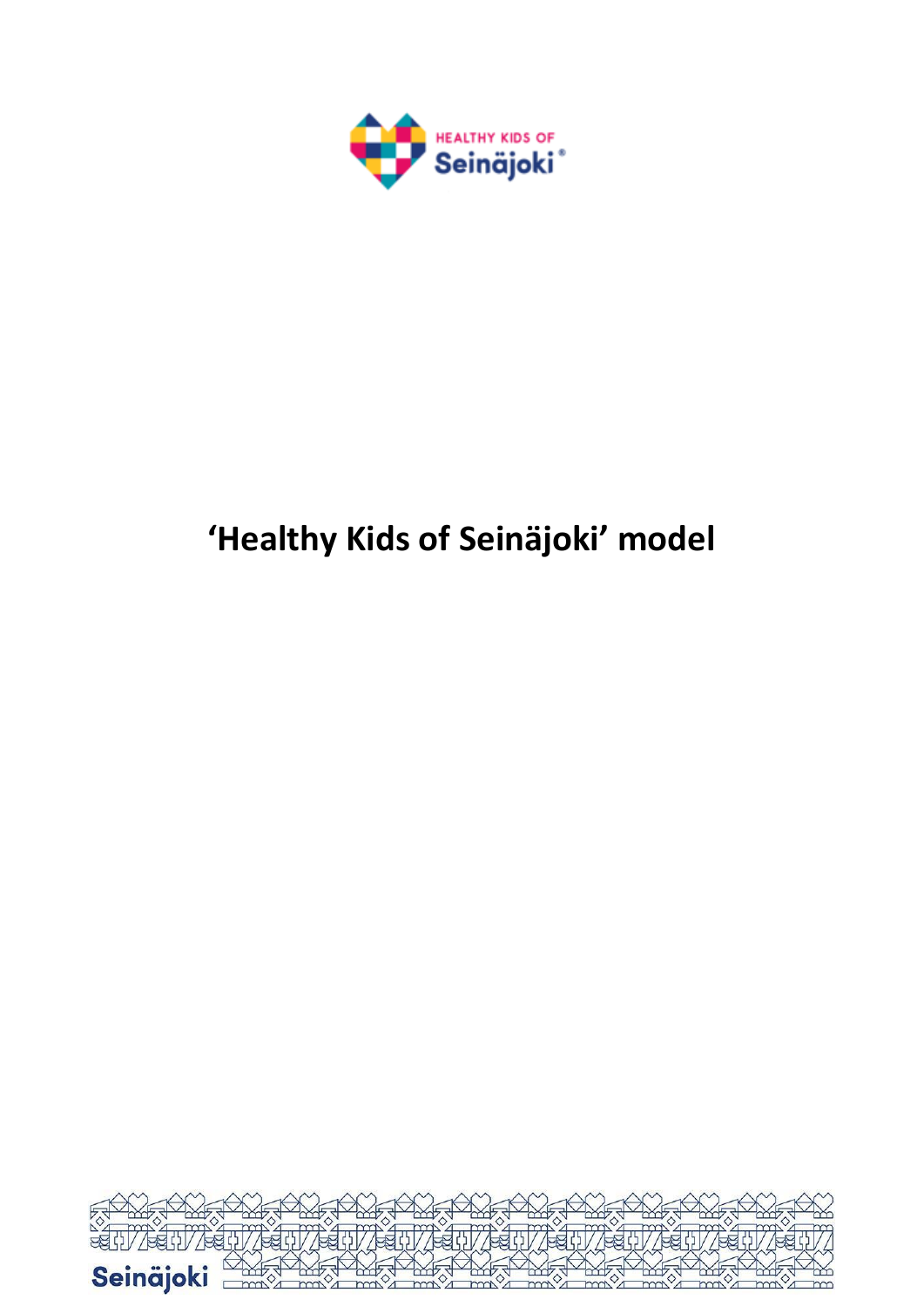# ‘Healthy Kids of Seinäjoki’ model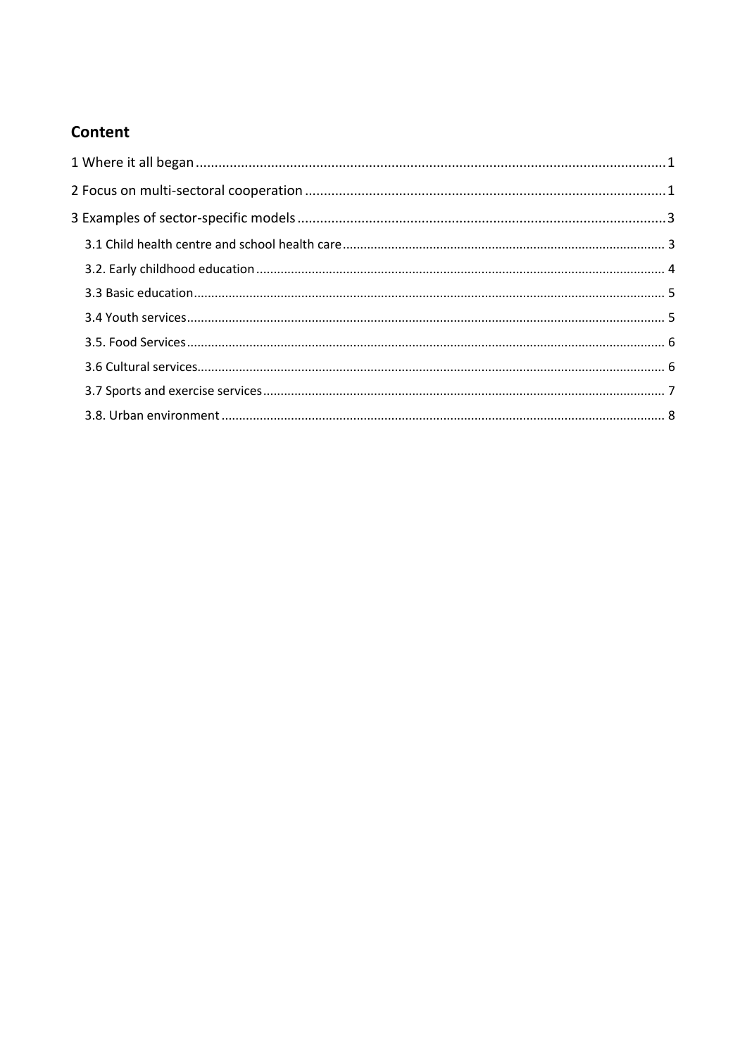## Content

1 Where it all began ..... 1

2 Focus on multi-sectoral cooperation ..... 1

3 Examples of sector-specific models ..... 3

- 3.1 Child health centre and school health care ..... 3
- 3.2. Early childhood education ..... 4
- 3.3 Basic education ..... 5
- 3.4 Youth services ..... 5
- 3.5. Food Services ..... 6
- 3.6 Cultural services ..... 6
- 3.7 Sports and exercise services ..... 7
- 3.8. Urban environment ..... 8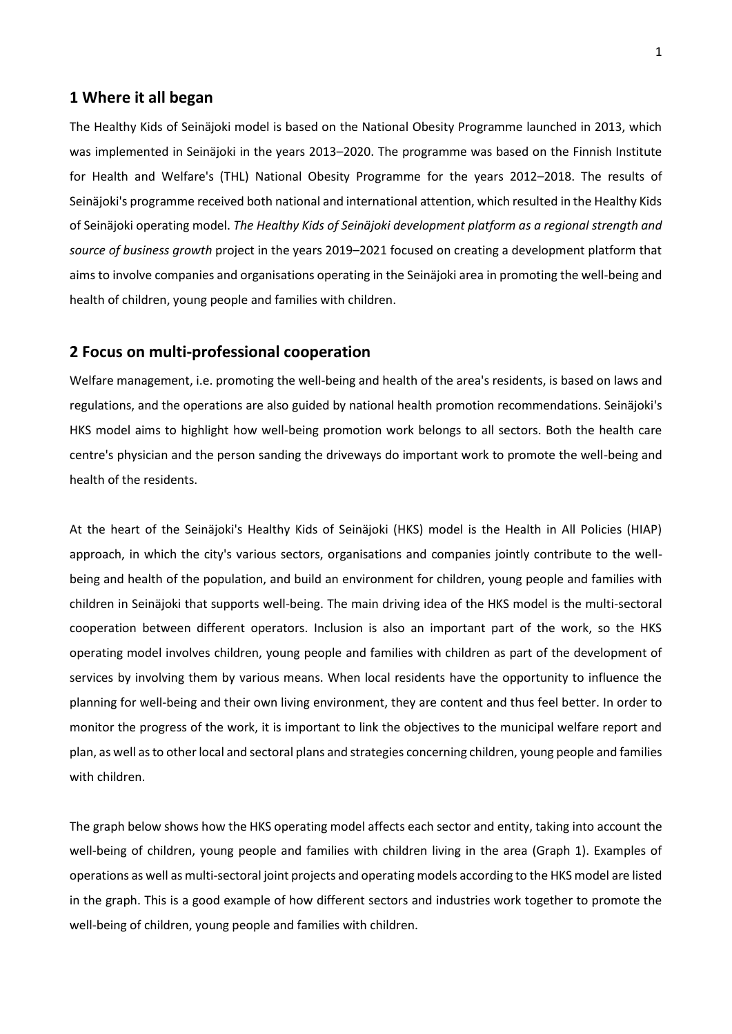## 1 Where it all began

The Healthy Kids of Seinäjoki model is based on the National Obesity Programme launched in 2013, which was implemented in Seinäjoki in the years 2013–2020. The programme was based on the Finnish Institute for Health and Welfare's (THL) National Obesity Programme for the years 2012–2018. The results of Seinäjoki's programme received both national and international attention, which resulted in the Healthy Kids of Seinäjoki operating model. *The Healthy Kids of Seinäjoki development platform as a regional strength and source of business growth* project in the years 2019–2021 focused on creating a development platform that aims to involve companies and organisations operating in the Seinäjoki area in promoting the well-being and health of children, young people and families with children.

## 2 Focus on multi-professional cooperation

Welfare management, i.e. promoting the well-being and health of the area's residents, is based on laws and regulations, and the operations are also guided by national health promotion recommendations. Seinäjoki's HKS model aims to highlight how well-being promotion work belongs to all sectors. Both the health care centre's physician and the person sanding the driveways do important work to promote the well-being and health of the residents.

At the heart of the Seinäjoki's Healthy Kids of Seinäjoki (HKS) model is the Health in All Policies (HIAP) approach, in which the city's various sectors, organisations and companies jointly contribute to the well-being and health of the population, and build an environment for children, young people and families with children in Seinäjoki that supports well-being. The main driving idea of the HKS model is the multi-sectoral cooperation between different operators. Inclusion is also an important part of the work, so the HKS operating model involves children, young people and families with children as part of the development of services by involving them by various means. When local residents have the opportunity to influence the planning for well-being and their own living environment, they are content and thus feel better. In order to monitor the progress of the work, it is important to link the objectives to the municipal welfare report and plan, as well as to other local and sectoral plans and strategies concerning children, young people and families with children.

The graph below shows how the HKS operating model affects each sector and entity, taking into account the well-being of children, young people and families with children living in the area (Graph 1). Examples of operations as well as multi-sectoral joint projects and operating models according to the HKS model are listed in the graph. This is a good example of how different sectors and industries work together to promote the well-being of children, young people and families with children.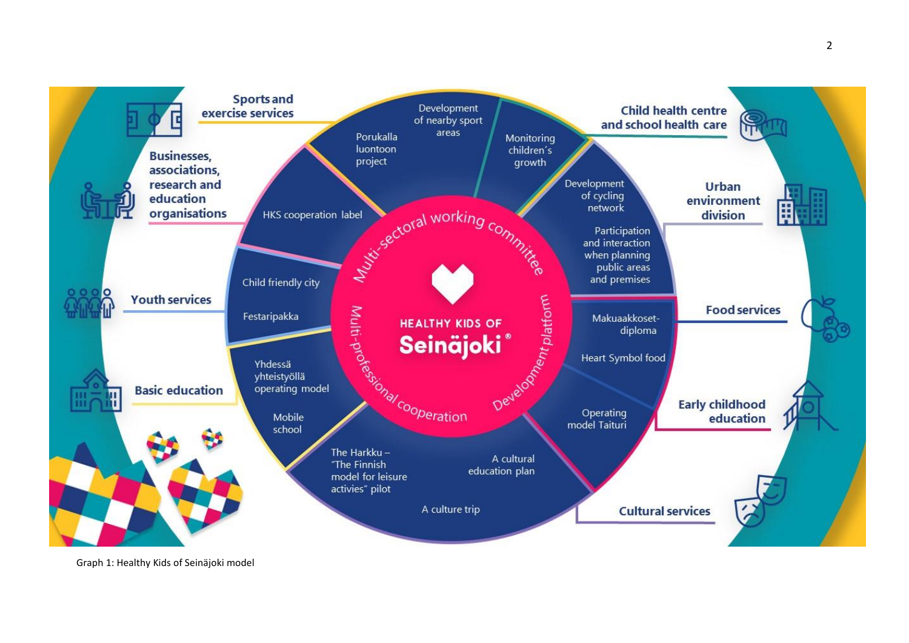HEALTHY KIDS OF Seinäjoki®

Multi-sectoral working committee

Multi-professional cooperation

Development platform

**Sports and exercise services**
- Porukalla luontoon project
- Development of nearby sport areas

**Child health centre and school health care**
- Monitoring children´s growth

**Urban environment division**
- Development of cycling network
- Participation and interaction when planning public areas and premises

**Food services**
- Makuaakkoset-diploma
- Heart Symbol food

**Early childhood education**
- Operating model Taituri

**Cultural services**
- A cultural education plan
- A culture trip
- The Harkku – "The Finnish model for leisure activies" pilot

**Basic education**
- Yhdessä yhteistyöllä operating model
- Mobile school

**Youth services**
- Child friendly city
- Festaripakka

**Businesses, associations, research and education organisations**
- HKS cooperation label

Graph 1: Healthy Kids of Seinäjoki model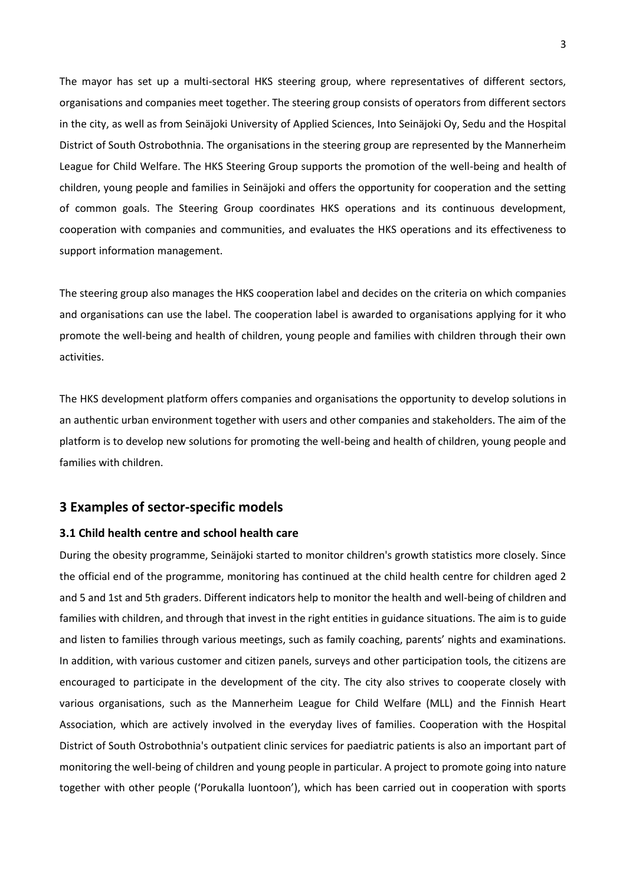The mayor has set up a multi-sectoral HKS steering group, where representatives of different sectors, organisations and companies meet together. The steering group consists of operators from different sectors in the city, as well as from Seinäjoki University of Applied Sciences, Into Seinäjoki Oy, Sedu and the Hospital District of South Ostrobothnia. The organisations in the steering group are represented by the Mannerheim League for Child Welfare. The HKS Steering Group supports the promotion of the well-being and health of children, young people and families in Seinäjoki and offers the opportunity for cooperation and the setting of common goals. The Steering Group coordinates HKS operations and its continuous development, cooperation with companies and communities, and evaluates the HKS operations and its effectiveness to support information management.

The steering group also manages the HKS cooperation label and decides on the criteria on which companies and organisations can use the label. The cooperation label is awarded to organisations applying for it who promote the well-being and health of children, young people and families with children through their own activities.

The HKS development platform offers companies and organisations the opportunity to develop solutions in an authentic urban environment together with users and other companies and stakeholders. The aim of the platform is to develop new solutions for promoting the well-being and health of children, young people and families with children.

## 3 Examples of sector-specific models

### 3.1 Child health centre and school health care

During the obesity programme, Seinäjoki started to monitor children's growth statistics more closely. Since the official end of the programme, monitoring has continued at the child health centre for children aged 2 and 5 and 1st and 5th graders. Different indicators help to monitor the health and well-being of children and families with children, and through that invest in the right entities in guidance situations. The aim is to guide and listen to families through various meetings, such as family coaching, parents' nights and examinations. In addition, with various customer and citizen panels, surveys and other participation tools, the citizens are encouraged to participate in the development of the city. The city also strives to cooperate closely with various organisations, such as the Mannerheim League for Child Welfare (MLL) and the Finnish Heart Association, which are actively involved in the everyday lives of families. Cooperation with the Hospital District of South Ostrobothnia's outpatient clinic services for paediatric patients is also an important part of monitoring the well-being of children and young people in particular. A project to promote going into nature together with other people ('Porukalla luontoon'), which has been carried out in cooperation with sports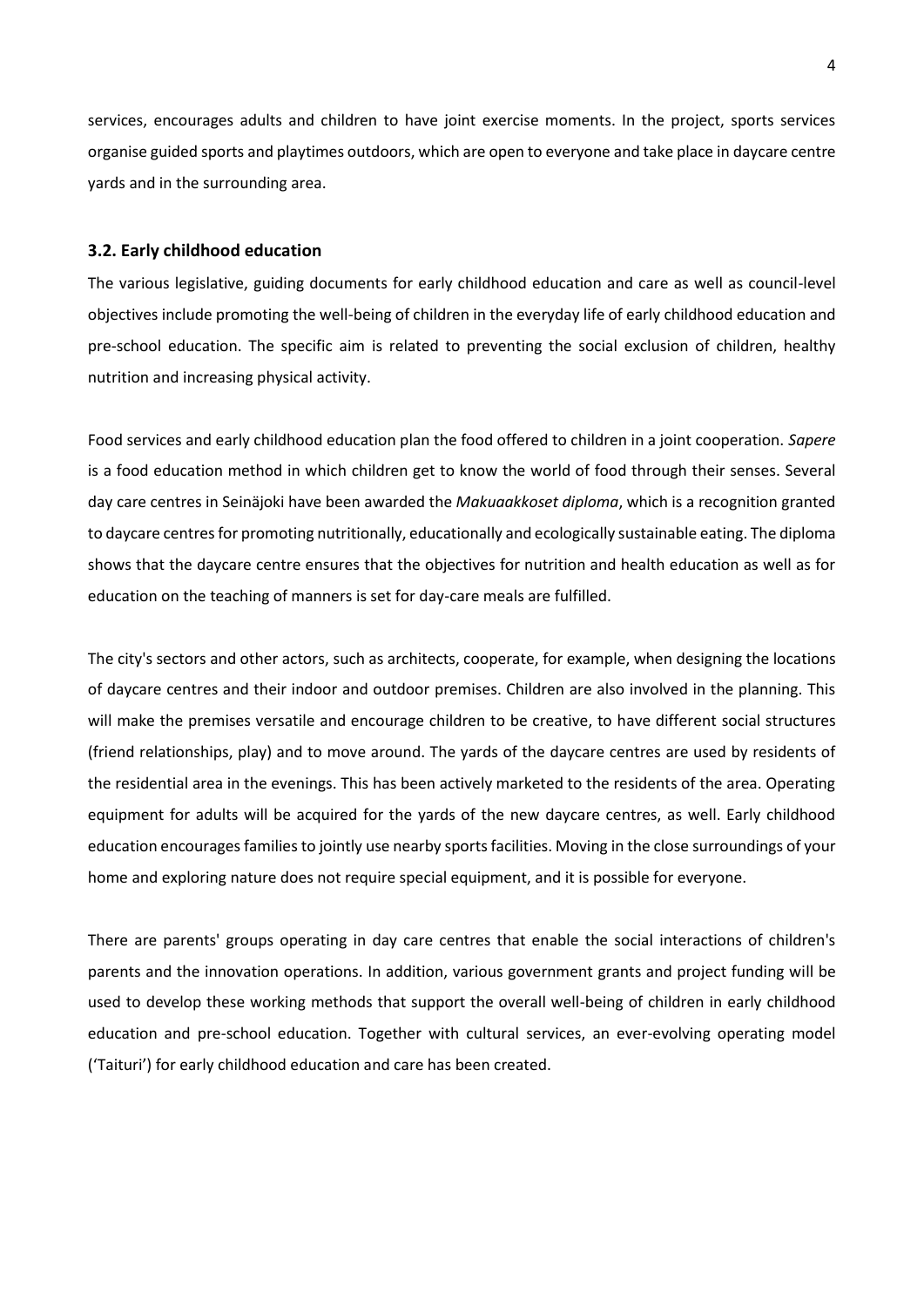services, encourages adults and children to have joint exercise moments. In the project, sports services organise guided sports and playtimes outdoors, which are open to everyone and take place in daycare centre yards and in the surrounding area.

### 3.2. Early childhood education

The various legislative, guiding documents for early childhood education and care as well as council-level objectives include promoting the well-being of children in the everyday life of early childhood education and pre-school education. The specific aim is related to preventing the social exclusion of children, healthy nutrition and increasing physical activity.

Food services and early childhood education plan the food offered to children in a joint cooperation. *Sapere* is a food education method in which children get to know the world of food through their senses. Several day care centres in Seinäjoki have been awarded the *Makuaakkoset diploma*, which is a recognition granted to daycare centres for promoting nutritionally, educationally and ecologically sustainable eating. The diploma shows that the daycare centre ensures that the objectives for nutrition and health education as well as for education on the teaching of manners is set for day-care meals are fulfilled.

The city's sectors and other actors, such as architects, cooperate, for example, when designing the locations of daycare centres and their indoor and outdoor premises. Children are also involved in the planning. This will make the premises versatile and encourage children to be creative, to have different social structures (friend relationships, play) and to move around. The yards of the daycare centres are used by residents of the residential area in the evenings. This has been actively marketed to the residents of the area. Operating equipment for adults will be acquired for the yards of the new daycare centres, as well. Early childhood education encourages families to jointly use nearby sports facilities. Moving in the close surroundings of your home and exploring nature does not require special equipment, and it is possible for everyone.

There are parents' groups operating in day care centres that enable the social interactions of children's parents and the innovation operations. In addition, various government grants and project funding will be used to develop these working methods that support the overall well-being of children in early childhood education and pre-school education. Together with cultural services, an ever-evolving operating model ('Taituri') for early childhood education and care has been created.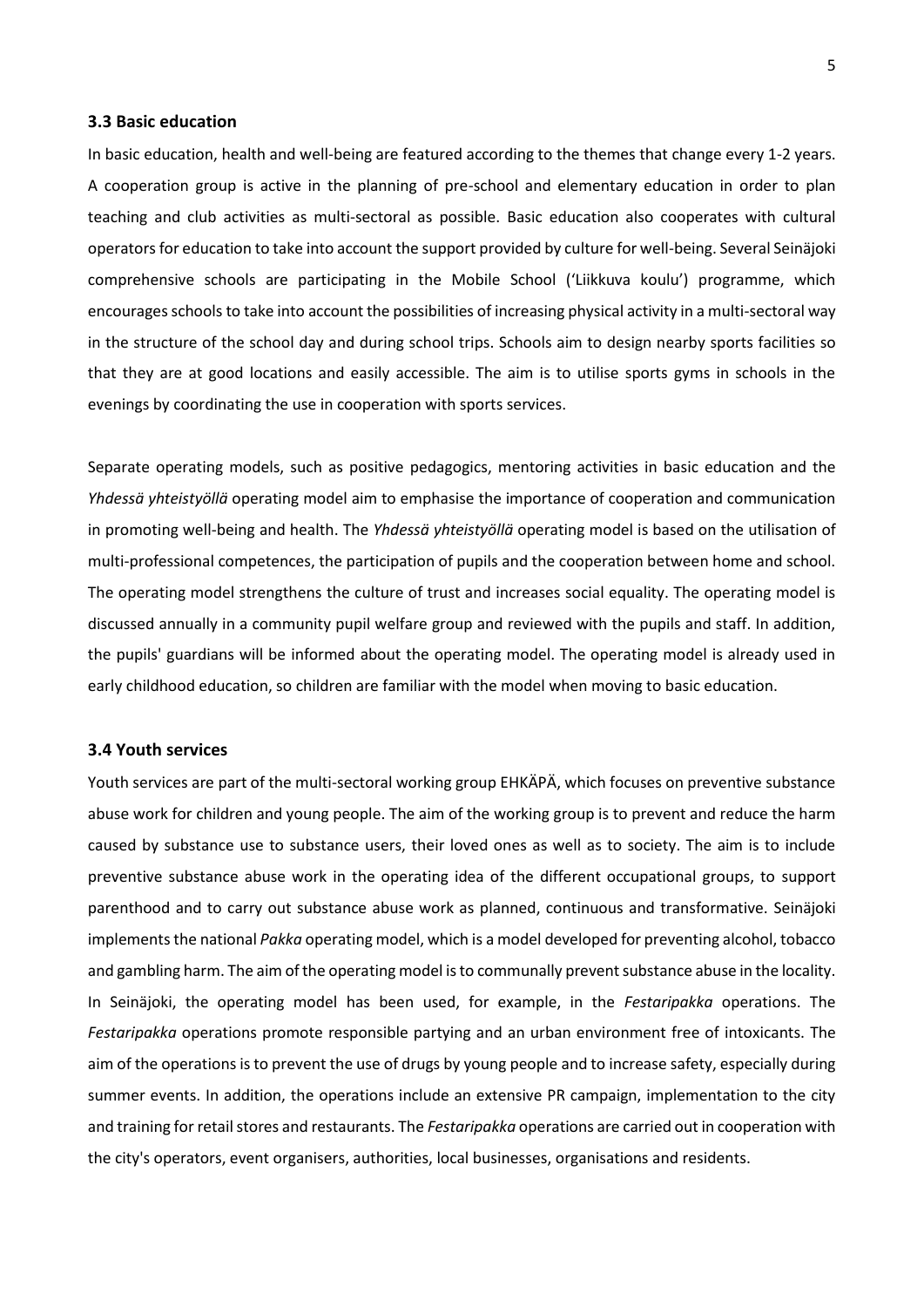### 3.3 Basic education

In basic education, health and well-being are featured according to the themes that change every 1-2 years. A cooperation group is active in the planning of pre-school and elementary education in order to plan teaching and club activities as multi-sectoral as possible. Basic education also cooperates with cultural operators for education to take into account the support provided by culture for well-being. Several Seinäjoki comprehensive schools are participating in the Mobile School ('Liikkuva koulu') programme, which encourages schools to take into account the possibilities of increasing physical activity in a multi-sectoral way in the structure of the school day and during school trips. Schools aim to design nearby sports facilities so that they are at good locations and easily accessible. The aim is to utilise sports gyms in schools in the evenings by coordinating the use in cooperation with sports services.

Separate operating models, such as positive pedagogics, mentoring activities in basic education and the *Yhdessä yhteistyöllä* operating model aim to emphasise the importance of cooperation and communication in promoting well-being and health. The *Yhdessä yhteistyöllä* operating model is based on the utilisation of multi-professional competences, the participation of pupils and the cooperation between home and school. The operating model strengthens the culture of trust and increases social equality. The operating model is discussed annually in a community pupil welfare group and reviewed with the pupils and staff. In addition, the pupils' guardians will be informed about the operating model. The operating model is already used in early childhood education, so children are familiar with the model when moving to basic education.

### 3.4 Youth services

Youth services are part of the multi-sectoral working group EHKÄPÄ, which focuses on preventive substance abuse work for children and young people. The aim of the working group is to prevent and reduce the harm caused by substance use to substance users, their loved ones as well as to society. The aim is to include preventive substance abuse work in the operating idea of the different occupational groups, to support parenthood and to carry out substance abuse work as planned, continuous and transformative. Seinäjoki implements the national *Pakka* operating model, which is a model developed for preventing alcohol, tobacco and gambling harm. The aim of the operating model is to communally prevent substance abuse in the locality. In Seinäjoki, the operating model has been used, for example, in the *Festaripakka* operations. The *Festaripakka* operations promote responsible partying and an urban environment free of intoxicants. The aim of the operations is to prevent the use of drugs by young people and to increase safety, especially during summer events. In addition, the operations include an extensive PR campaign, implementation to the city and training for retail stores and restaurants. The *Festaripakka* operations are carried out in cooperation with the city's operators, event organisers, authorities, local businesses, organisations and residents.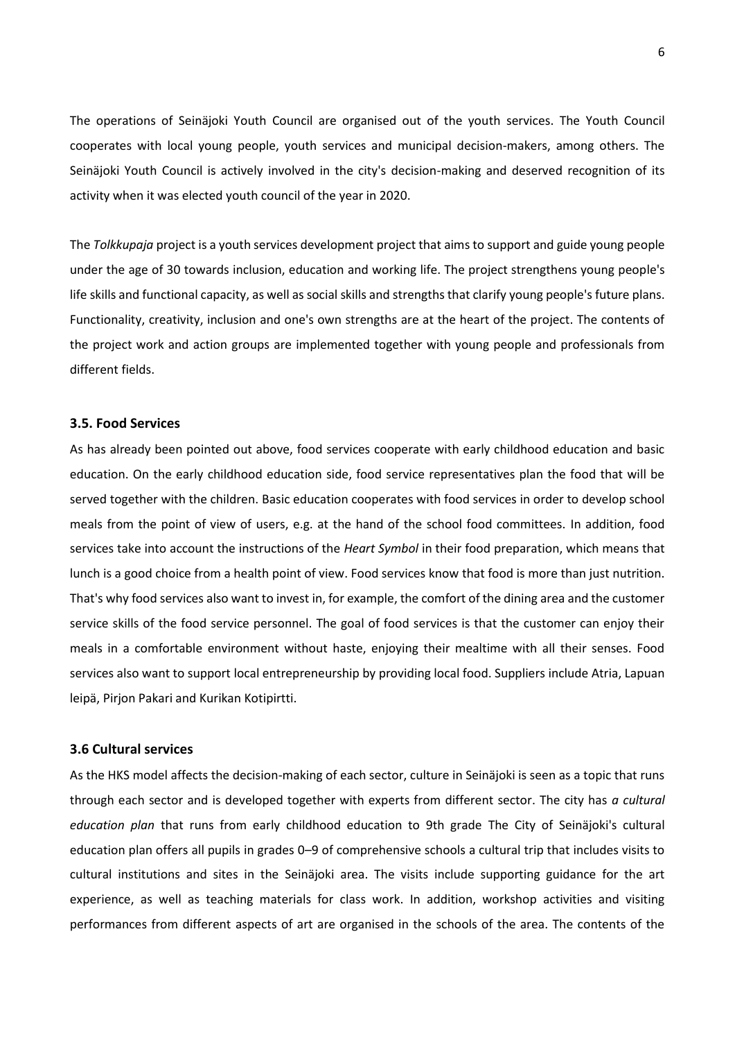The operations of Seinäjoki Youth Council are organised out of the youth services. The Youth Council cooperates with local young people, youth services and municipal decision-makers, among others. The Seinäjoki Youth Council is actively involved in the city's decision-making and deserved recognition of its activity when it was elected youth council of the year in 2020.

The *Tolkkupaja* project is a youth services development project that aims to support and guide young people under the age of 30 towards inclusion, education and working life. The project strengthens young people's life skills and functional capacity, as well as social skills and strengths that clarify young people's future plans. Functionality, creativity, inclusion and one's own strengths are at the heart of the project. The contents of the project work and action groups are implemented together with young people and professionals from different fields.

### 3.5. Food Services

As has already been pointed out above, food services cooperate with early childhood education and basic education. On the early childhood education side, food service representatives plan the food that will be served together with the children. Basic education cooperates with food services in order to develop school meals from the point of view of users, e.g. at the hand of the school food committees. In addition, food services take into account the instructions of the *Heart Symbol* in their food preparation, which means that lunch is a good choice from a health point of view. Food services know that food is more than just nutrition. That's why food services also want to invest in, for example, the comfort of the dining area and the customer service skills of the food service personnel. The goal of food services is that the customer can enjoy their meals in a comfortable environment without haste, enjoying their mealtime with all their senses. Food services also want to support local entrepreneurship by providing local food. Suppliers include Atria, Lapuan leipä, Pirjon Pakari and Kurikan Kotipirtti.

### 3.6 Cultural services

As the HKS model affects the decision-making of each sector, culture in Seinäjoki is seen as a topic that runs through each sector and is developed together with experts from different sector. The city has *a cultural education plan* that runs from early childhood education to 9th grade The City of Seinäjoki's cultural education plan offers all pupils in grades 0–9 of comprehensive schools a cultural trip that includes visits to cultural institutions and sites in the Seinäjoki area. The visits include supporting guidance for the art experience, as well as teaching materials for class work. In addition, workshop activities and visiting performances from different aspects of art are organised in the schools of the area. The contents of the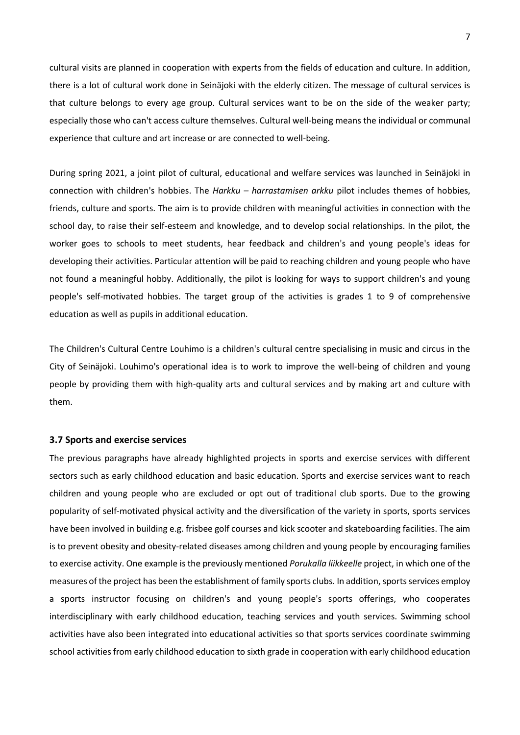cultural visits are planned in cooperation with experts from the fields of education and culture. In addition, there is a lot of cultural work done in Seinäjoki with the elderly citizen. The message of cultural services is that culture belongs to every age group. Cultural services want to be on the side of the weaker party; especially those who can't access culture themselves. Cultural well-being means the individual or communal experience that culture and art increase or are connected to well-being.

During spring 2021, a joint pilot of cultural, educational and welfare services was launched in Seinäjoki in connection with children's hobbies. The *Harkku – harrastamisen arkku* pilot includes themes of hobbies, friends, culture and sports. The aim is to provide children with meaningful activities in connection with the school day, to raise their self-esteem and knowledge, and to develop social relationships. In the pilot, the worker goes to schools to meet students, hear feedback and children's and young people's ideas for developing their activities. Particular attention will be paid to reaching children and young people who have not found a meaningful hobby. Additionally, the pilot is looking for ways to support children's and young people's self-motivated hobbies. The target group of the activities is grades 1 to 9 of comprehensive education as well as pupils in additional education.

The Children's Cultural Centre Louhimo is a children's cultural centre specialising in music and circus in the City of Seinäjoki. Louhimo's operational idea is to work to improve the well-being of children and young people by providing them with high-quality arts and cultural services and by making art and culture with them.

### 3.7 Sports and exercise services

The previous paragraphs have already highlighted projects in sports and exercise services with different sectors such as early childhood education and basic education. Sports and exercise services want to reach children and young people who are excluded or opt out of traditional club sports. Due to the growing popularity of self-motivated physical activity and the diversification of the variety in sports, sports services have been involved in building e.g. frisbee golf courses and kick scooter and skateboarding facilities. The aim is to prevent obesity and obesity-related diseases among children and young people by encouraging families to exercise activity. One example is the previously mentioned *Porukalla liikkeelle* project, in which one of the measures of the project has been the establishment of family sports clubs. In addition, sports services employ a sports instructor focusing on children's and young people's sports offerings, who cooperates interdisciplinary with early childhood education, teaching services and youth services. Swimming school activities have also been integrated into educational activities so that sports services coordinate swimming school activities from early childhood education to sixth grade in cooperation with early childhood education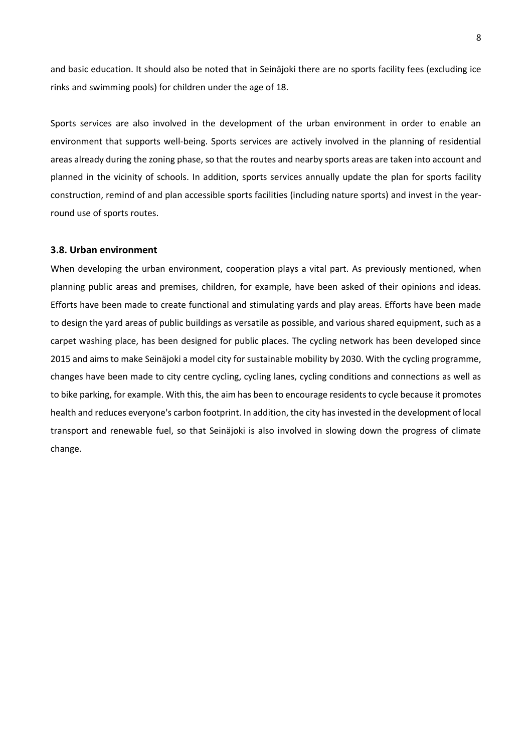and basic education. It should also be noted that in Seinäjoki there are no sports facility fees (excluding ice rinks and swimming pools) for children under the age of 18.

Sports services are also involved in the development of the urban environment in order to enable an environment that supports well-being. Sports services are actively involved in the planning of residential areas already during the zoning phase, so that the routes and nearby sports areas are taken into account and planned in the vicinity of schools. In addition, sports services annually update the plan for sports facility construction, remind of and plan accessible sports facilities (including nature sports) and invest in the year-round use of sports routes.

### 3.8. Urban environment

When developing the urban environment, cooperation plays a vital part. As previously mentioned, when planning public areas and premises, children, for example, have been asked of their opinions and ideas. Efforts have been made to create functional and stimulating yards and play areas. Efforts have been made to design the yard areas of public buildings as versatile as possible, and various shared equipment, such as a carpet washing place, has been designed for public places. The cycling network has been developed since 2015 and aims to make Seinäjoki a model city for sustainable mobility by 2030. With the cycling programme, changes have been made to city centre cycling, cycling lanes, cycling conditions and connections as well as to bike parking, for example. With this, the aim has been to encourage residents to cycle because it promotes health and reduces everyone's carbon footprint. In addition, the city has invested in the development of local transport and renewable fuel, so that Seinäjoki is also involved in slowing down the progress of climate change.